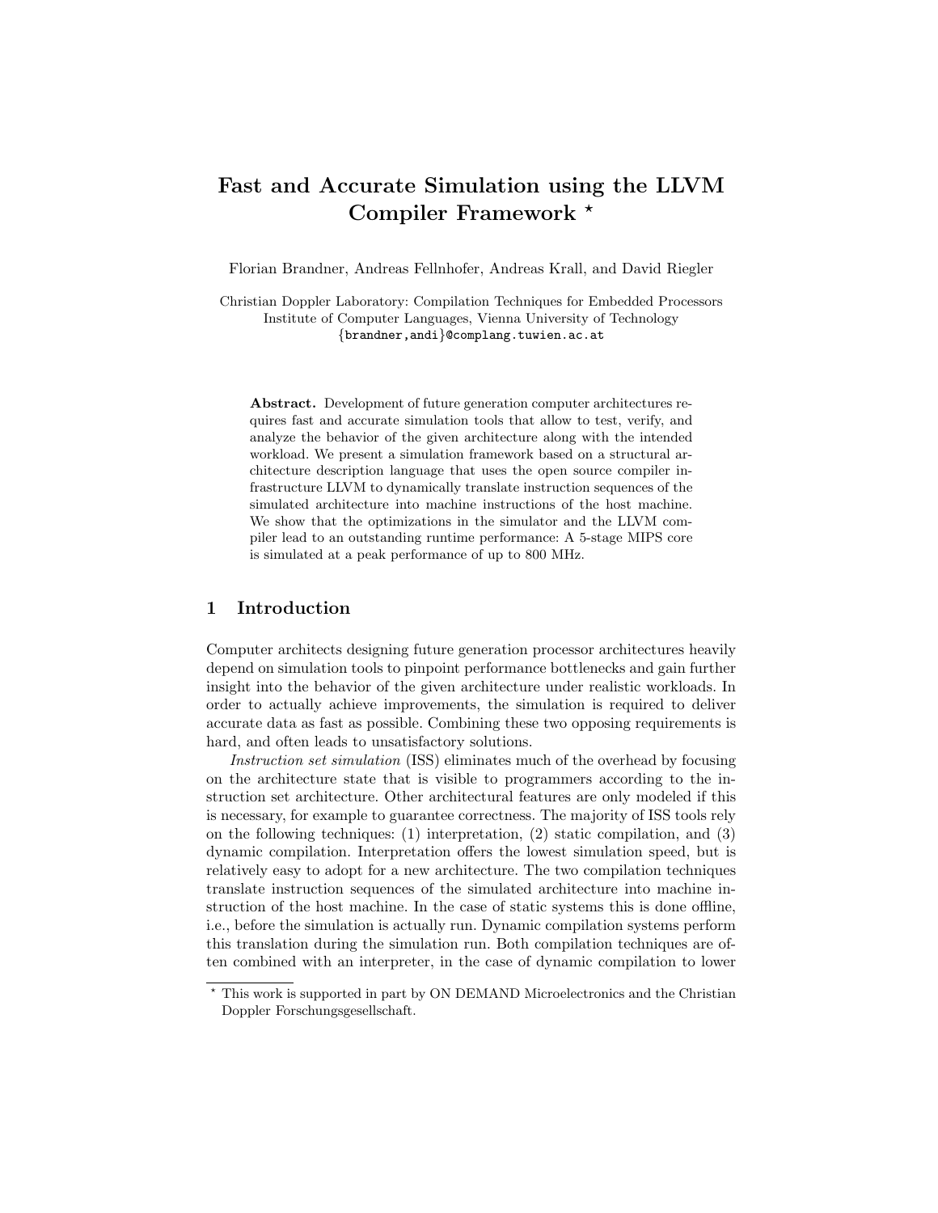# Fast and Accurate Simulation using the LLVM Compiler Framework *

Florian Brandner, Andreas Fellnhofer, Andreas Krall, and David Riegler

Christian Doppler Laboratory: Compilation Techniques for Embedded Processors
Institute of Computer Languages, Vienna University of Technology
{brandner,andi}@complang.tuwien.ac.at

**Abstract.** Development of future generation computer architectures requires fast and accurate simulation tools that allow to test, verify, and analyze the behavior of the given architecture along with the intended workload. We present a simulation framework based on a structural architecture description language that uses the open source compiler infrastructure LLVM to dynamically translate instruction sequences of the simulated architecture into machine instructions of the host machine. We show that the optimizations in the simulator and the LLVM compiler lead to an outstanding runtime performance: A 5-stage MIPS core is simulated at a peak performance of up to 800 MHz.

## 1 Introduction

Computer architects designing future generation processor architectures heavily depend on simulation tools to pinpoint performance bottlenecks and gain further insight into the behavior of the given architecture under realistic workloads. In order to actually achieve improvements, the simulation is required to deliver accurate data as fast as possible. Combining these two opposing requirements is hard, and often leads to unsatisfactory solutions.

*Instruction set simulation* (ISS) eliminates much of the overhead by focusing on the architecture state that is visible to programmers according to the instruction set architecture. Other architectural features are only modeled if this is necessary, for example to guarantee correctness. The majority of ISS tools rely on the following techniques: (1) interpretation, (2) static compilation, and (3) dynamic compilation. Interpretation offers the lowest simulation speed, but is relatively easy to adopt for a new architecture. The two compilation techniques translate instruction sequences of the simulated architecture into machine instruction of the host machine. In the case of static systems this is done offline, i.e., before the simulation is actually run. Dynamic compilation systems perform this translation during the simulation run. Both compilation techniques are often combined with an interpreter, in the case of dynamic compilation to lower

* This work is supported in part by ON DEMAND Microelectronics and the Christian Doppler Forschungsgesellschaft.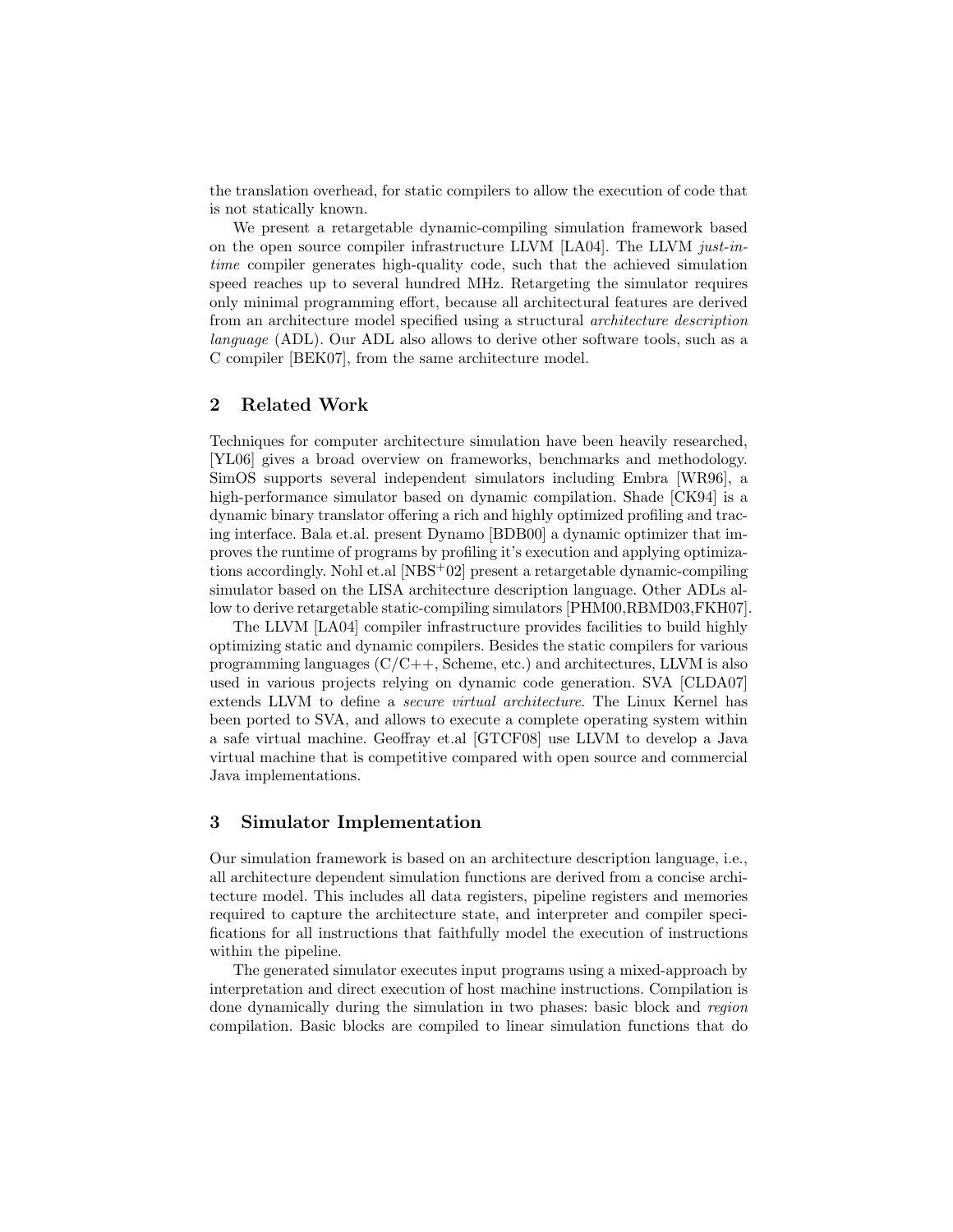the translation overhead, for static compilers to allow the execution of code that is not statically known.

We present a retargetable dynamic-compiling simulation framework based on the open source compiler infrastructure LLVM [LA04]. The LLVM *just-in-time* compiler generates high-quality code, such that the achieved simulation speed reaches up to several hundred MHz. Retargeting the simulator requires only minimal programming effort, because all architectural features are derived from an architecture model specified using a structural *architecture description language* (ADL). Our ADL also allows to derive other software tools, such as a C compiler [BEK07], from the same architecture model.

## 2 Related Work

Techniques for computer architecture simulation have been heavily researched, [YL06] gives a broad overview on frameworks, benchmarks and methodology. SimOS supports several independent simulators including Embra [WR96], a high-performance simulator based on dynamic compilation. Shade [CK94] is a dynamic binary translator offering a rich and highly optimized profiling and tracing interface. Bala et.al. present Dynamo [BDB00] a dynamic optimizer that improves the runtime of programs by profiling it's execution and applying optimizations accordingly. Nohl et.al [NBS+02] present a retargetable dynamic-compiling simulator based on the LISA architecture description language. Other ADLs allow to derive retargetable static-compiling simulators [PHM00,RBMD03,FKH07].

The LLVM [LA04] compiler infrastructure provides facilities to build highly optimizing static and dynamic compilers. Besides the static compilers for various programming languages (C/C++, Scheme, etc.) and architectures, LLVM is also used in various projects relying on dynamic code generation. SVA [CLDA07] extends LLVM to define a *secure virtual architecture*. The Linux Kernel has been ported to SVA, and allows to execute a complete operating system within a safe virtual machine. Geoffray et.al [GTCF08] use LLVM to develop a Java virtual machine that is competitive compared with open source and commercial Java implementations.

## 3 Simulator Implementation

Our simulation framework is based on an architecture description language, i.e., all architecture dependent simulation functions are derived from a concise architecture model. This includes all data registers, pipeline registers and memories required to capture the architecture state, and interpreter and compiler specifications for all instructions that faithfully model the execution of instructions within the pipeline.

The generated simulator executes input programs using a mixed-approach by interpretation and direct execution of host machine instructions. Compilation is done dynamically during the simulation in two phases: basic block and *region* compilation. Basic blocks are compiled to linear simulation functions that do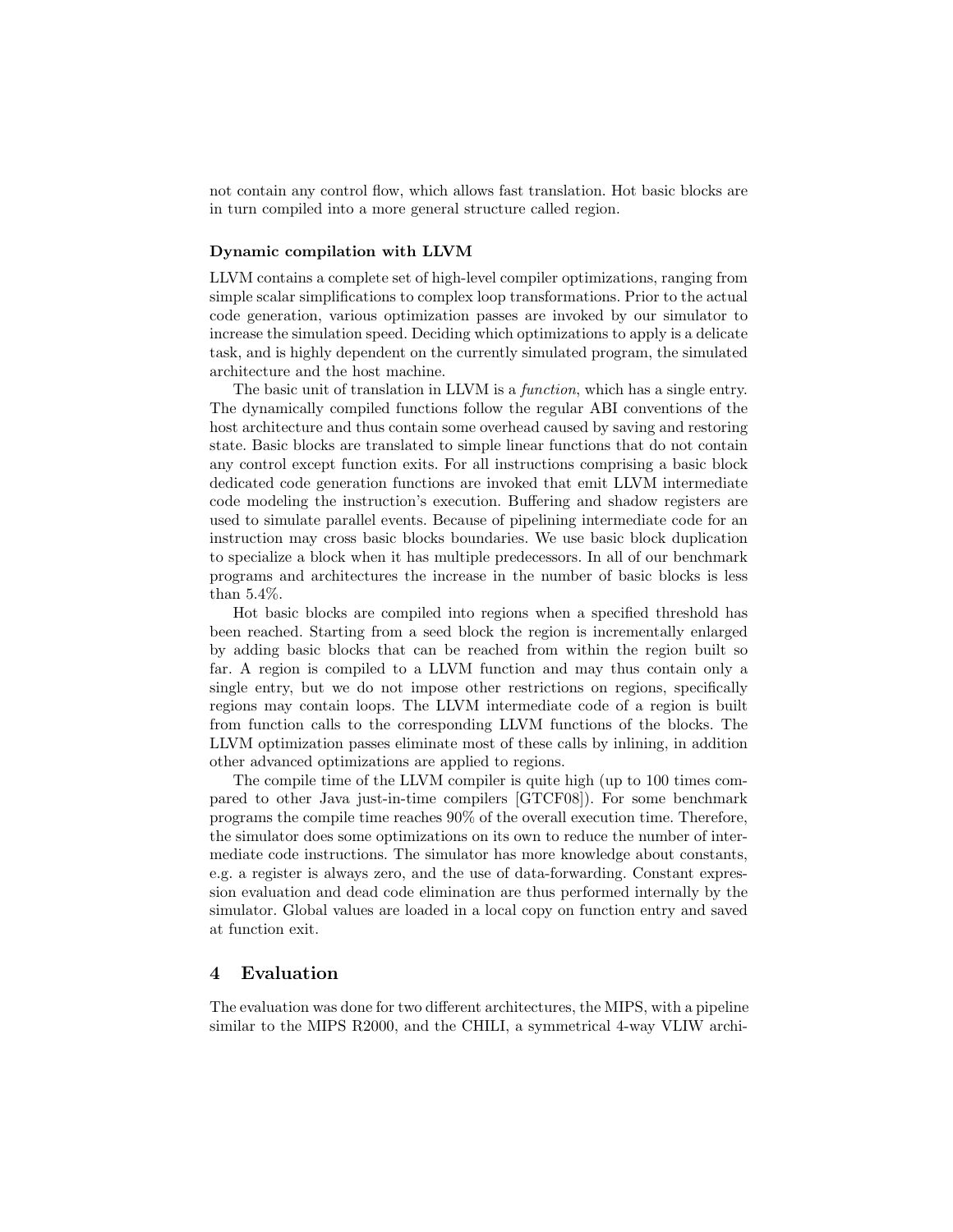not contain any control flow, which allows fast translation. Hot basic blocks are in turn compiled into a more general structure called region.

**Dynamic compilation with LLVM**

LLVM contains a complete set of high-level compiler optimizations, ranging from simple scalar simplifications to complex loop transformations. Prior to the actual code generation, various optimization passes are invoked by our simulator to increase the simulation speed. Deciding which optimizations to apply is a delicate task, and is highly dependent on the currently simulated program, the simulated architecture and the host machine.

The basic unit of translation in LLVM is a *function*, which has a single entry. The dynamically compiled functions follow the regular ABI conventions of the host architecture and thus contain some overhead caused by saving and restoring state. Basic blocks are translated to simple linear functions that do not contain any control except function exits. For all instructions comprising a basic block dedicated code generation functions are invoked that emit LLVM intermediate code modeling the instruction's execution. Buffering and shadow registers are used to simulate parallel events. Because of pipelining intermediate code for an instruction may cross basic blocks boundaries. We use basic block duplication to specialize a block when it has multiple predecessors. In all of our benchmark programs and architectures the increase in the number of basic blocks is less than 5.4%.

Hot basic blocks are compiled into regions when a specified threshold has been reached. Starting from a seed block the region is incrementally enlarged by adding basic blocks that can be reached from within the region built so far. A region is compiled to a LLVM function and may thus contain only a single entry, but we do not impose other restrictions on regions, specifically regions may contain loops. The LLVM intermediate code of a region is built from function calls to the corresponding LLVM functions of the blocks. The LLVM optimization passes eliminate most of these calls by inlining, in addition other advanced optimizations are applied to regions.

The compile time of the LLVM compiler is quite high (up to 100 times compared to other Java just-in-time compilers [GTCF08]). For some benchmark programs the compile time reaches 90% of the overall execution time. Therefore, the simulator does some optimizations on its own to reduce the number of intermediate code instructions. The simulator has more knowledge about constants, e.g. a register is always zero, and the use of data-forwarding. Constant expression evaluation and dead code elimination are thus performed internally by the simulator. Global values are loaded in a local copy on function entry and saved at function exit.

## 4 Evaluation

The evaluation was done for two different architectures, the MIPS, with a pipeline similar to the MIPS R2000, and the CHILI, a symmetrical 4-way VLIW archi-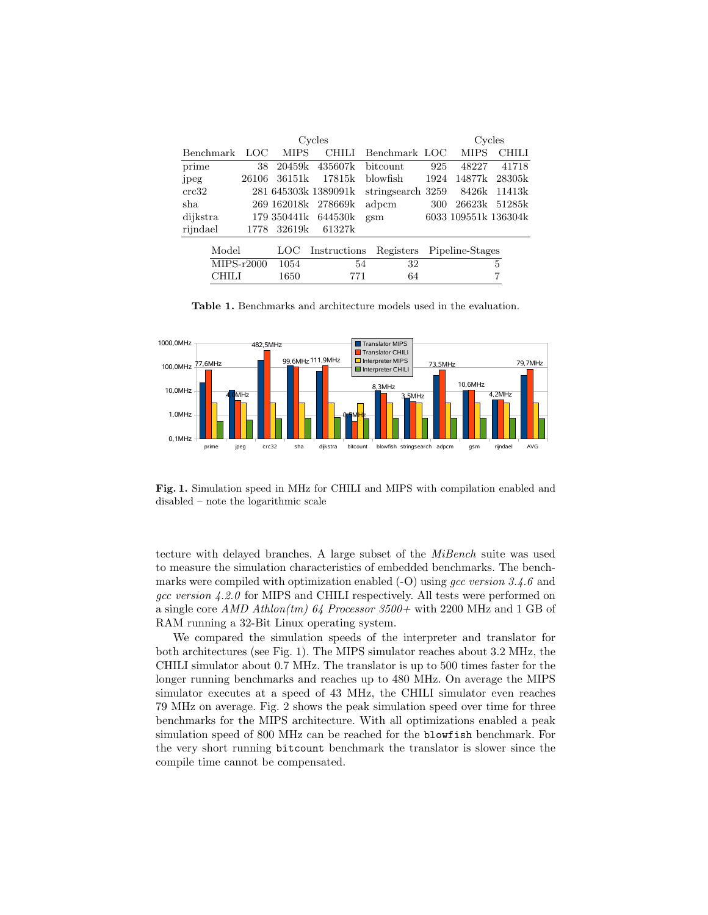| Benchmark | LOC | Cycles MIPS | Cycles CHILI | Benchmark | LOC | Cycles MIPS | Cycles CHILI |
|---|---|---|---|---|---|---|---|
| prime | 38 | 20459k | 435607k | bitcount | 925 | 48227 | 41718 |
| jpeg | 26106 | 36151k | 17815k | blowfish | 1924 | 14877k | 28305k |
| crc32 | 281 | 645303k | 1389091k | stringsearch | 3259 | 8426k | 11413k |
| sha | 269 | 162018k | 278669k | adpcm | 300 | 26623k | 51285k |
| dijkstra | 179 | 350441k | 644530k | gsm | 6033 | 109551k | 136304k |
| rijndael | 1778 | 32619k | 61327k | | | | |

| Model | LOC | Instructions | Registers | Pipeline-Stages |
|---|---|---|---|---|
| MIPS-r2000 | 1054 | 54 | 32 | 5 |
| CHILI | 1650 | 771 | 64 | 7 |

**Table 1.** Benchmarks and architecture models used in the evaluation.

**Fig. 1.** Simulation speed in MHz for CHILI and MIPS with compilation enabled and disabled – note the logarithmic scale

tecture with delayed branches. A large subset of the *MiBench* suite was used to measure the simulation characteristics of embedded benchmarks. The benchmarks were compiled with optimization enabled (-O) using *gcc version 3.4.6* and *gcc version 4.2.0* for MIPS and CHILI respectively. All tests were performed on a single core *AMD Athlon(tm) 64 Processor 3500+* with 2200 MHz and 1 GB of RAM running a 32-Bit Linux operating system.

We compared the simulation speeds of the interpreter and translator for both architectures (see Fig. 1). The MIPS simulator reaches about 3.2 MHz, the CHILI simulator about 0.7 MHz. The translator is up to 500 times faster for the longer running benchmarks and reaches up to 480 MHz. On average the MIPS simulator executes at a speed of 43 MHz, the CHILI simulator even reaches 79 MHz on average. Fig. 2 shows the peak simulation speed over time for three benchmarks for the MIPS architecture. With all optimizations enabled a peak simulation speed of 800 MHz can be reached for the `blowfish` benchmark. For the very short running `bitcount` benchmark the translator is slower since the compile time cannot be compensated.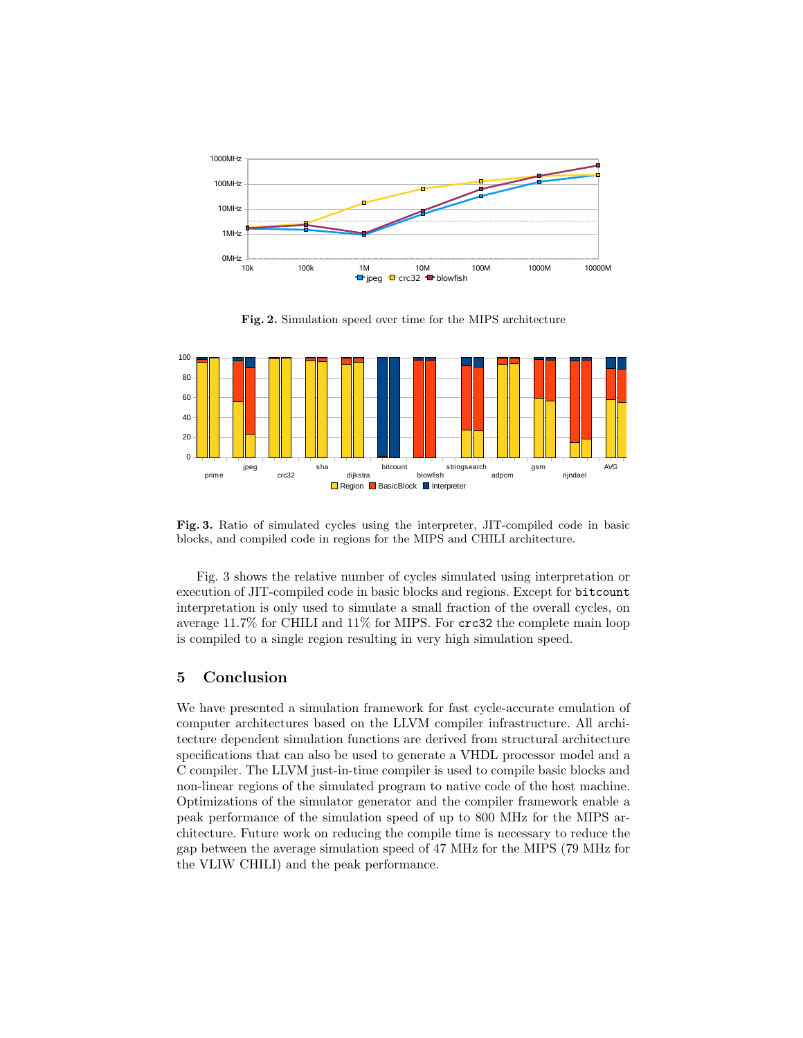**Fig. 2.** Simulation speed over time for the MIPS architecture

**Fig. 3.** Ratio of simulated cycles using the interpreter, JIT-compiled code in basic blocks, and compiled code in regions for the MIPS and CHILI architecture.

Fig. 3 shows the relative number of cycles simulated using interpretation or execution of JIT-compiled code in basic blocks and regions. Except for `bitcount` interpretation is only used to simulate a small fraction of the overall cycles, on average 11.7% for CHILI and 11% for MIPS. For `crc32` the complete main loop is compiled to a single region resulting in very high simulation speed.

## 5 Conclusion

We have presented a simulation framework for fast cycle-accurate emulation of computer architectures based on the LLVM compiler infrastructure. All architecture dependent simulation functions are derived from structural architecture specifications that can also be used to generate a VHDL processor model and a C compiler. The LLVM just-in-time compiler is used to compile basic blocks and non-linear regions of the simulated program to native code of the host machine. Optimizations of the simulator generator and the compiler framework enable a peak performance of the simulation speed of up to 800 MHz for the MIPS architecture. Future work on reducing the compile time is necessary to reduce the gap between the average simulation speed of 47 MHz for the MIPS (79 MHz for the VLIW CHILI) and the peak performance.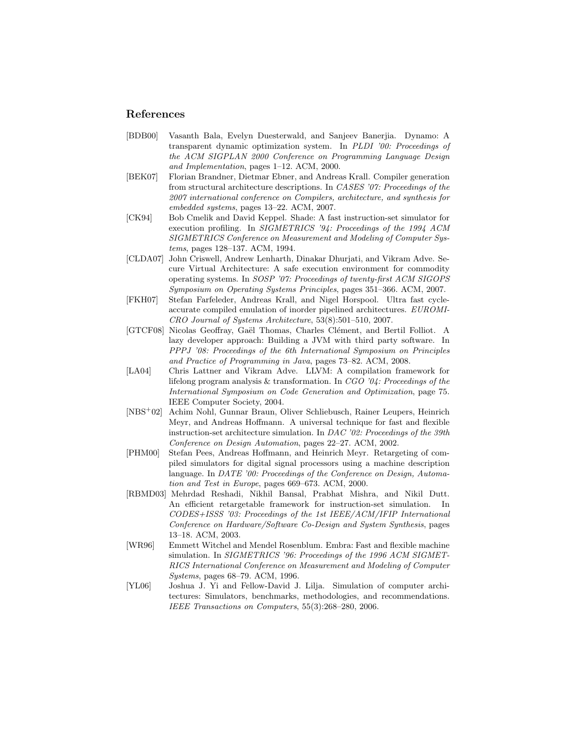## References

[BDB00] Vasanth Bala, Evelyn Duesterwald, and Sanjeev Banerjia. Dynamo: A transparent dynamic optimization system. In *PLDI '00: Proceedings of the ACM SIGPLAN 2000 Conference on Programming Language Design and Implementation*, pages 1–12. ACM, 2000.

[BEK07] Florian Brandner, Dietmar Ebner, and Andreas Krall. Compiler generation from structural architecture descriptions. In *CASES '07: Proceedings of the 2007 international conference on Compilers, architecture, and synthesis for embedded systems*, pages 13–22. ACM, 2007.

[CK94] Bob Cmelik and David Keppel. Shade: A fast instruction-set simulator for execution profiling. In *SIGMETRICS '94: Proceedings of the 1994 ACM SIGMETRICS Conference on Measurement and Modeling of Computer Systems*, pages 128–137. ACM, 1994.

[CLDA07] John Criswell, Andrew Lenharth, Dinakar Dhurjati, and Vikram Adve. Secure Virtual Architecture: A safe execution environment for commodity operating systems. In *SOSP '07: Proceedings of twenty-first ACM SIGOPS Symposium on Operating Systems Principles*, pages 351–366. ACM, 2007.

[FKH07] Stefan Farfeleder, Andreas Krall, and Nigel Horspool. Ultra fast cycle-accurate compiled emulation of inorder pipelined architectures. *EUROMICRO Journal of Systems Architecture*, 53(8):501–510, 2007.

[GTCF08] Nicolas Geoffray, Gaël Thomas, Charles Clément, and Bertil Folliot. A lazy developer approach: Building a JVM with third party software. In *PPPJ '08: Proceedings of the 6th International Symposium on Principles and Practice of Programming in Java*, pages 73–82. ACM, 2008.

[LA04] Chris Lattner and Vikram Adve. LLVM: A compilation framework for lifelong program analysis & transformation. In *CGO '04: Proceedings of the International Symposium on Code Generation and Optimization*, page 75. IEEE Computer Society, 2004.

[NBS+02] Achim Nohl, Gunnar Braun, Oliver Schliebusch, Rainer Leupers, Heinrich Meyr, and Andreas Hoffmann. A universal technique for fast and flexible instruction-set architecture simulation. In *DAC '02: Proceedings of the 39th Conference on Design Automation*, pages 22–27. ACM, 2002.

[PHM00] Stefan Pees, Andreas Hoffmann, and Heinrich Meyr. Retargeting of compiled simulators for digital signal processors using a machine description language. In *DATE '00: Proceedings of the Conference on Design, Automation and Test in Europe*, pages 669–673. ACM, 2000.

[RBMD03] Mehrdad Reshadi, Nikhil Bansal, Prabhat Mishra, and Nikil Dutt. An efficient retargetable framework for instruction-set simulation. In *CODES+ISSS '03: Proceedings of the 1st IEEE/ACM/IFIP International Conference on Hardware/Software Co-Design and System Synthesis*, pages 13–18. ACM, 2003.

[WR96] Emmett Witchel and Mendel Rosenblum. Embra: Fast and flexible machine simulation. In *SIGMETRICS '96: Proceedings of the 1996 ACM SIGMETRICS International Conference on Measurement and Modeling of Computer Systems*, pages 68–79. ACM, 1996.

[YL06] Joshua J. Yi and Fellow-David J. Lilja. Simulation of computer architectures: Simulators, benchmarks, methodologies, and recommendations. *IEEE Transactions on Computers*, 55(3):268–280, 2006.